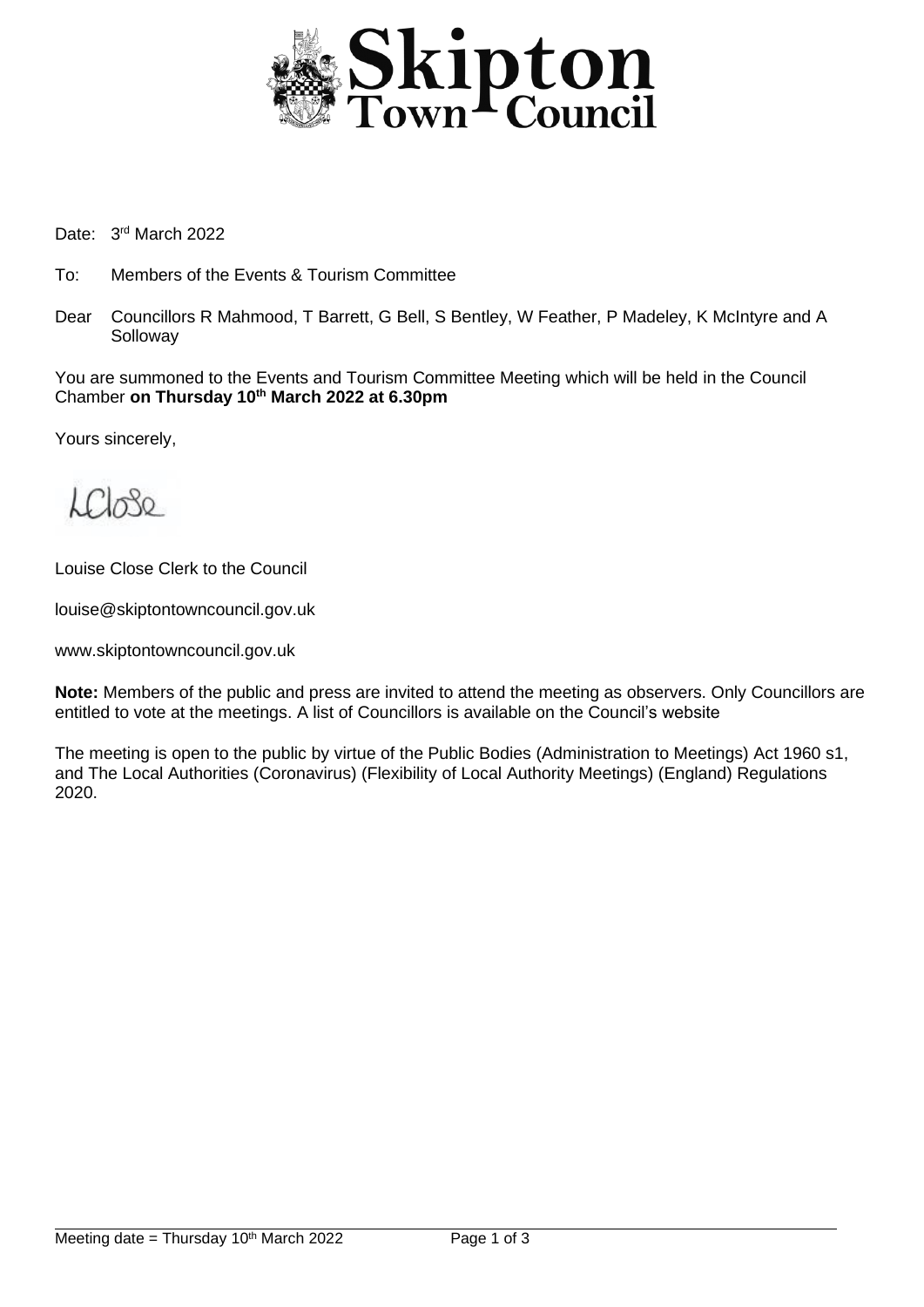# Skipton Town Council

Date: 3rd March 2022

To: Members of the Events & Tourism Committee

Dear Councillors R Mahmood, T Barrett, G Bell, S Bentley, W Feather, P Madeley, K McIntyre and A Solloway

You are summoned to the Events and Tourism Committee Meeting which will be held in the Council Chamber **on Thursday 10th March 2022 at 6.30pm**

Yours sincerely,

LClose

Louise Close Clerk to the Council

louise@skiptontowncouncil.gov.uk

www.skiptontowncouncil.gov.uk

**Note:** Members of the public and press are invited to attend the meeting as observers. Only Councillors are entitled to vote at the meetings. A list of Councillors is available on the Council's website

The meeting is open to the public by virtue of the Public Bodies (Administration to Meetings) Act 1960 s1, and The Local Authorities (Coronavirus) (Flexibility of Local Authority Meetings) (England) Regulations 2020.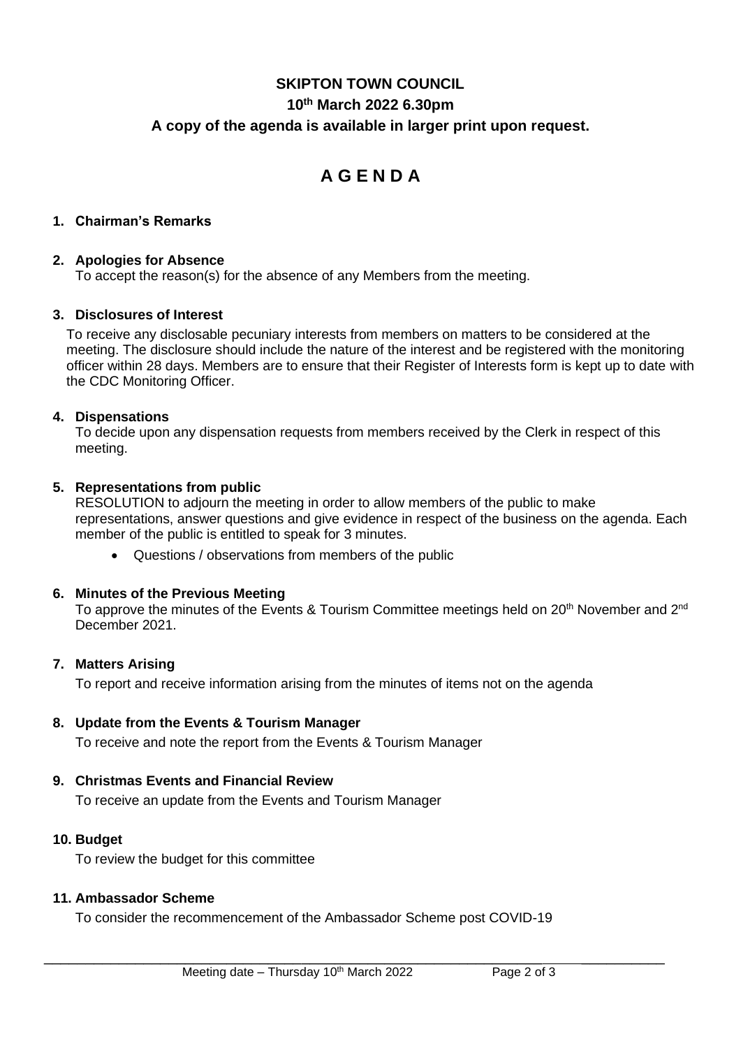**SKIPTON TOWN COUNCIL**

**10th March 2022 6.30pm**

**A copy of the agenda is available in larger print upon request.**

# A G E N D A

1. **Chairman's Remarks**

2. **Apologies for Absence**

   To accept the reason(s) for the absence of any Members from the meeting.

3. **Disclosures of Interest**

   To receive any disclosable pecuniary interests from members on matters to be considered at the meeting. The disclosure should include the nature of the interest and be registered with the monitoring officer within 28 days. Members are to ensure that their Register of Interests form is kept up to date with the CDC Monitoring Officer.

4. **Dispensations**

   To decide upon any dispensation requests from members received by the Clerk in respect of this meeting.

5. **Representations from public**

   RESOLUTION to adjourn the meeting in order to allow members of the public to make representations, answer questions and give evidence in respect of the business on the agenda. Each member of the public is entitled to speak for 3 minutes.

   - Questions / observations from members of the public

6. **Minutes of the Previous Meeting**

   To approve the minutes of the Events & Tourism Committee meetings held on 20th November and 2nd December 2021.

7. **Matters Arising**

   To report and receive information arising from the minutes of items not on the agenda

8. **Update from the Events & Tourism Manager**

   To receive and note the report from the Events & Tourism Manager

9. **Christmas Events and Financial Review**

   To receive an update from the Events and Tourism Manager

10. **Budget**

    To review the budget for this committee

11. **Ambassador Scheme**

    To consider the recommencement of the Ambassador Scheme post COVID-19

Meeting date – Thursday 10th March 2022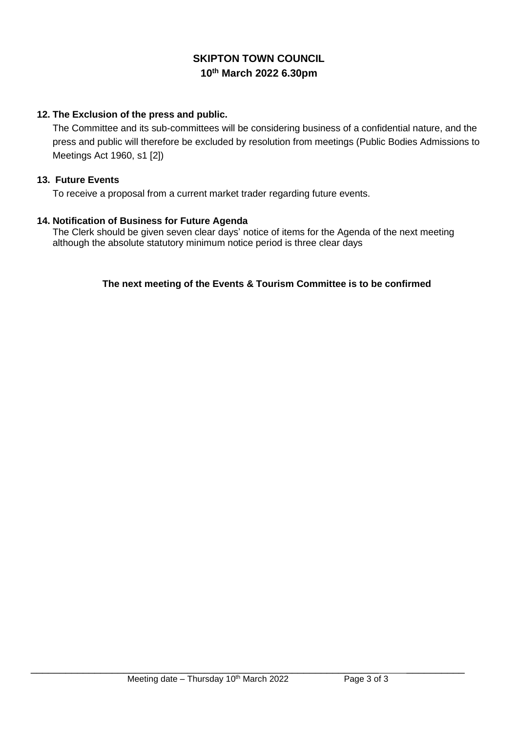**SKIPTON TOWN COUNCIL**
**10th March 2022 6.30pm**

**12. The Exclusion of the press and public.**

The Committee and its sub-committees will be considering business of a confidential nature, and the press and public will therefore be excluded by resolution from meetings (Public Bodies Admissions to Meetings Act 1960, s1 [2])

**13. Future Events**

To receive a proposal from a current market trader regarding future events.

**14. Notification of Business for Future Agenda**

The Clerk should be given seven clear days' notice of items for the Agenda of the next meeting although the absolute statutory minimum notice period is three clear days

**The next meeting of the Events & Tourism Committee is to be confirmed**